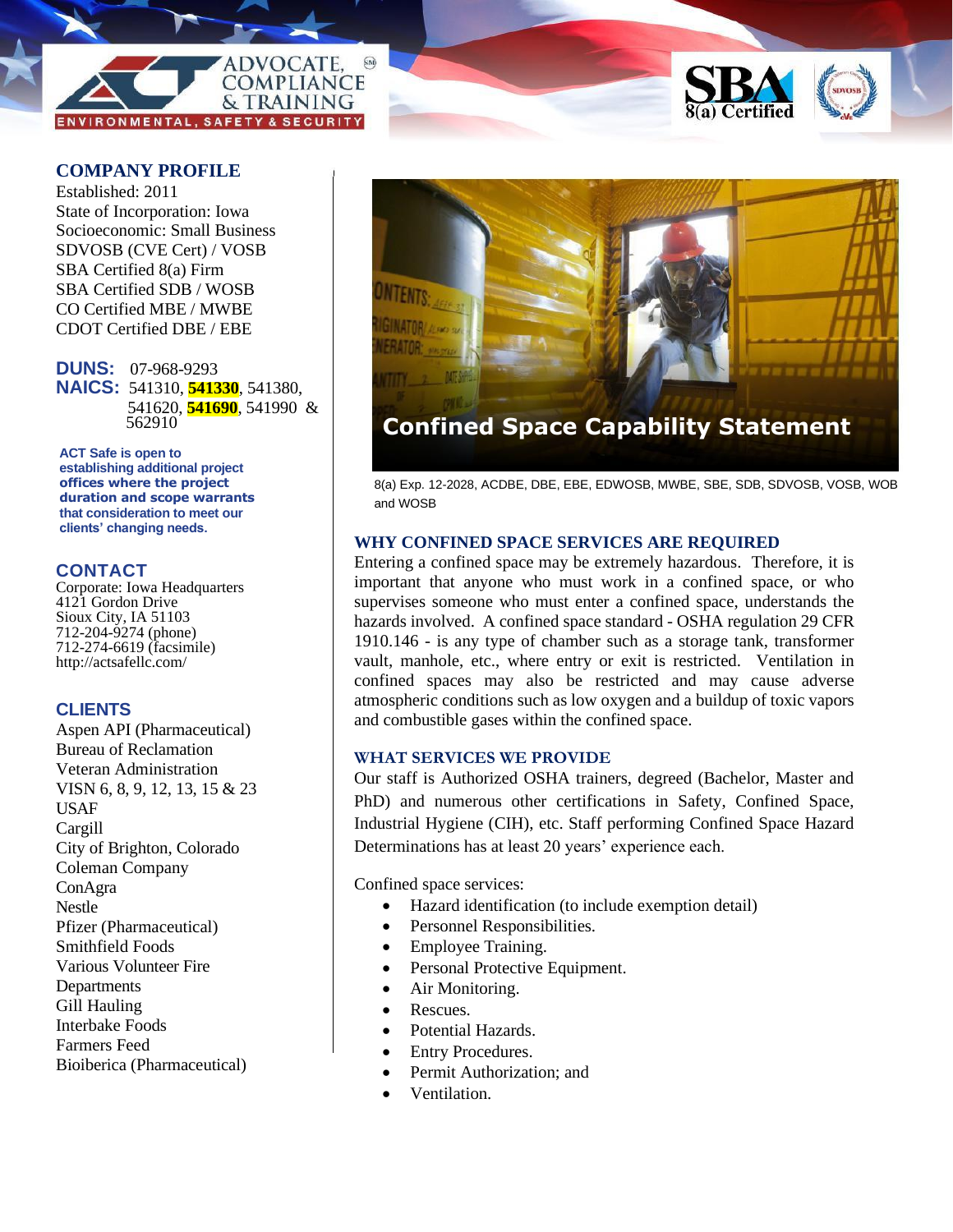ADVOCATE, COMPLIANCE & TRAINING

ENVIRONMENTAL, SAFETY & SECURITY

SBA 8(a) Certified

SDVOSB

# Confined Space Capability Statement

8(a) Exp. 12-2028, ACDBE, DBE, EBE, EDWOSB, MWBE, SBE, SDB, SDVOSB, VOSB, WOB and WOSB

## COMPANY PROFILE

Established: 2011
State of Incorporation: Iowa
Socioeconomic: Small Business
SDVOSB (CVE Cert) / VOSB
SBA Certified 8(a) Firm
SBA Certified SDB / WOSB
CO Certified MBE / MWBE
CDOT Certified DBE / EBE

**DUNS:** 07-968-9293
**NAICS:** 541310, **541330**, 541380, 541620, **541690**, 541990 & 562910

**ACT Safe is open to establishing additional project offices where the project duration and scope warrants that consideration to meet our clients' changing needs.**

## CONTACT

Corporate: Iowa Headquarters
4121 Gordon Drive
Sioux City, IA 51103
712-204-9274 (phone)
712-274-6619 (facsimile)
http://actsafellc.com/

## CLIENTS

Aspen API (Pharmaceutical)
Bureau of Reclamation
Veteran Administration
VISN 6, 8, 9, 12, 13, 15 & 23
USAF
Cargill
City of Brighton, Colorado
Coleman Company
ConAgra
Nestle
Pfizer (Pharmaceutical)
Smithfield Foods
Various Volunteer Fire Departments
Gill Hauling
Interbake Foods
Farmers Feed
Bioiberica (Pharmaceutical)

## WHY CONFINED SPACE SERVICES ARE REQUIRED

Entering a confined space may be extremely hazardous. Therefore, it is important that anyone who must work in a confined space, or who supervises someone who must enter a confined space, understands the hazards involved. A confined space standard - OSHA regulation 29 CFR 1910.146 - is any type of chamber such as a storage tank, transformer vault, manhole, etc., where entry or exit is restricted. Ventilation in confined spaces may also be restricted and may cause adverse atmospheric conditions such as low oxygen and a buildup of toxic vapors and combustible gases within the confined space.

## WHAT SERVICES WE PROVIDE

Our staff is Authorized OSHA trainers, degreed (Bachelor, Master and PhD) and numerous other certifications in Safety, Confined Space, Industrial Hygiene (CIH), etc. Staff performing Confined Space Hazard Determinations has at least 20 years' experience each.

Confined space services:

- Hazard identification (to include exemption detail)
- Personnel Responsibilities.
- Employee Training.
- Personal Protective Equipment.
- Air Monitoring.
- Rescues.
- Potential Hazards.
- Entry Procedures.
- Permit Authorization; and
- Ventilation.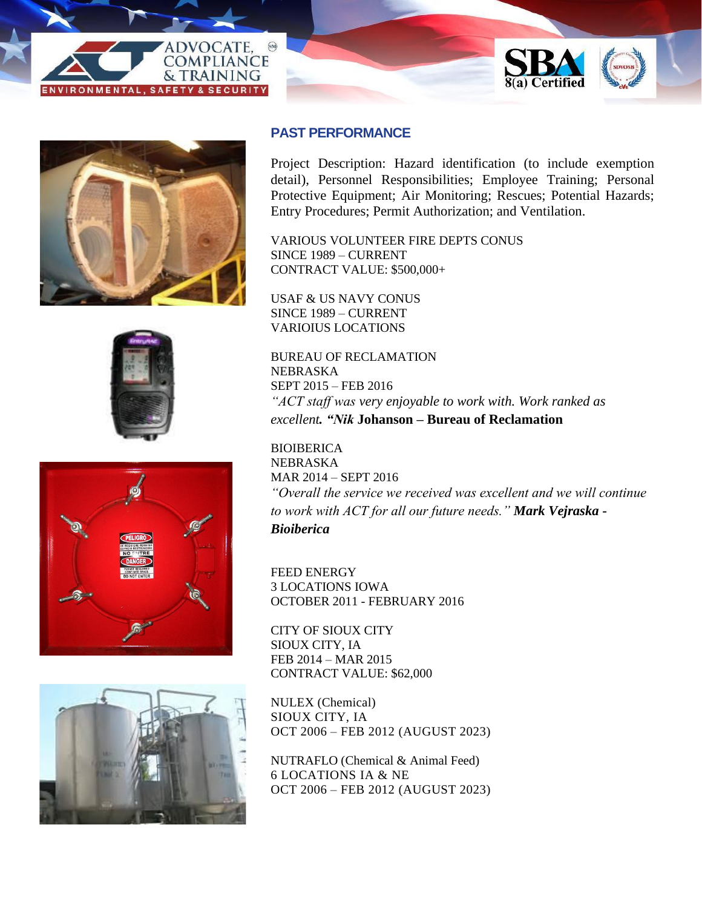## PAST PERFORMANCE

Project Description: Hazard identification (to include exemption detail), Personnel Responsibilities; Employee Training; Personal Protective Equipment; Air Monitoring; Rescues; Potential Hazards; Entry Procedures; Permit Authorization; and Ventilation.

VARIOUS VOLUNTEER FIRE DEPTS CONUS
SINCE 1989 – CURRENT
CONTRACT VALUE: $500,000+

USAF & US NAVY CONUS
SINCE 1989 – CURRENT
VARIOIUS LOCATIONS

BUREAU OF RECLAMATION
NEBRASKA
SEPT 2015 – FEB 2016
*"ACT staff was very enjoyable to work with. Work ranked as excellent. "Nik* **Johanson – Bureau of Reclamation**

BIOIBERICA
NEBRASKA
MAR 2014 – SEPT 2016
*"Overall the service we received was excellent and we will continue to work with ACT for all our future needs."* ***Mark Vejraska - Bioiberica***

FEED ENERGY
3 LOCATIONS IOWA
OCTOBER 2011 - FEBRUARY 2016

CITY OF SIOUX CITY
SIOUX CITY, IA
FEB 2014 – MAR 2015
CONTRACT VALUE: $62,000

NULEX (Chemical)
SIOUX CITY, IA
OCT 2006 – FEB 2012 (AUGUST 2023)

NUTRAFLO (Chemical & Animal Feed)
6 LOCATIONS IA & NE
OCT 2006 – FEB 2012 (AUGUST 2023)